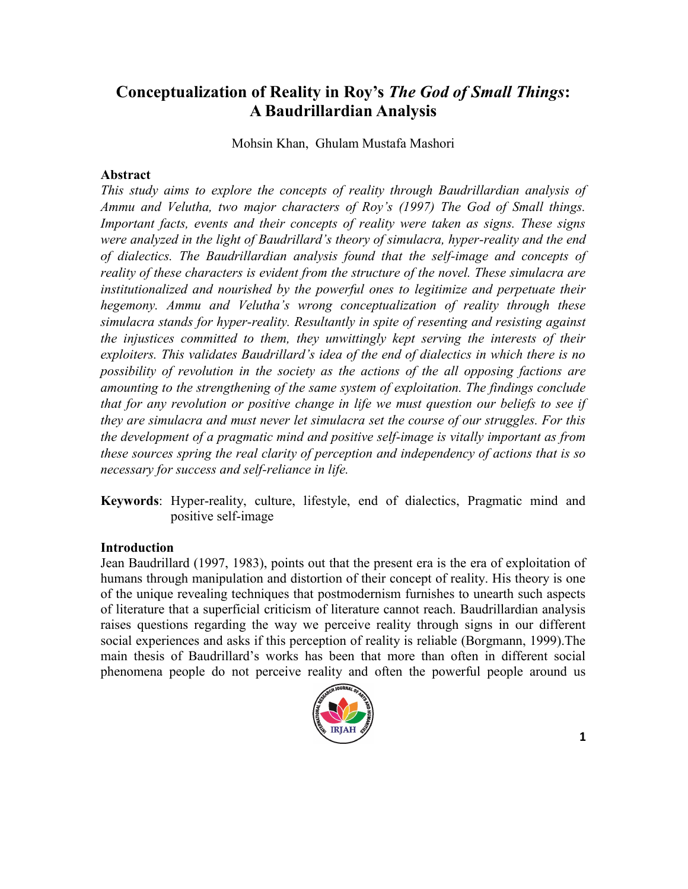# Conceptualization of Reality in Roy's *The God of Small Things*: A Baudrillardian Analysis

Mohsin Khan, Ghulam Mustafa Mashori

## Abstract

*This study aims to explore the concepts of reality through Baudrillardian analysis of Ammu and Velutha, two major characters of Roy's (1997) The God of Small things. Important facts, events and their concepts of reality were taken as signs. These signs were analyzed in the light of Baudrillard's theory of simulacra, hyper-reality and the end of dialectics. The Baudrillardian analysis found that the self-image and concepts of reality of these characters is evident from the structure of the novel. These simulacra are institutionalized and nourished by the powerful ones to legitimize and perpetuate their hegemony. Ammu and Velutha's wrong conceptualization of reality through these simulacra stands for hyper-reality. Resultantly in spite of resenting and resisting against the injustices committed to them, they unwittingly kept serving the interests of their exploiters. This validates Baudrillard's idea of the end of dialectics in which there is no possibility of revolution in the society as the actions of the all opposing factions are amounting to the strengthening of the same system of exploitation. The findings conclude that for any revolution or positive change in life we must question our beliefs to see if they are simulacra and must never let simulacra set the course of our struggles. For this the development of a pragmatic mind and positive self-image is vitally important as from these sources spring the real clarity of perception and independency of actions that is so necessary for success and self-reliance in life.*

**Keywords**: Hyper-reality, culture, lifestyle, end of dialectics, Pragmatic mind and positive self-image

## Introduction

Jean Baudrillard (1997, 1983), points out that the present era is the era of exploitation of humans through manipulation and distortion of their concept of reality. His theory is one of the unique revealing techniques that postmodernism furnishes to unearth such aspects of literature that a superficial criticism of literature cannot reach. Baudrillardian analysis raises questions regarding the way we perceive reality through signs in our different social experiences and asks if this perception of reality is reliable (Borgmann, 1999).The main thesis of Baudrillard's works has been that more than often in different social phenomena people do not perceive reality and often the powerful people around us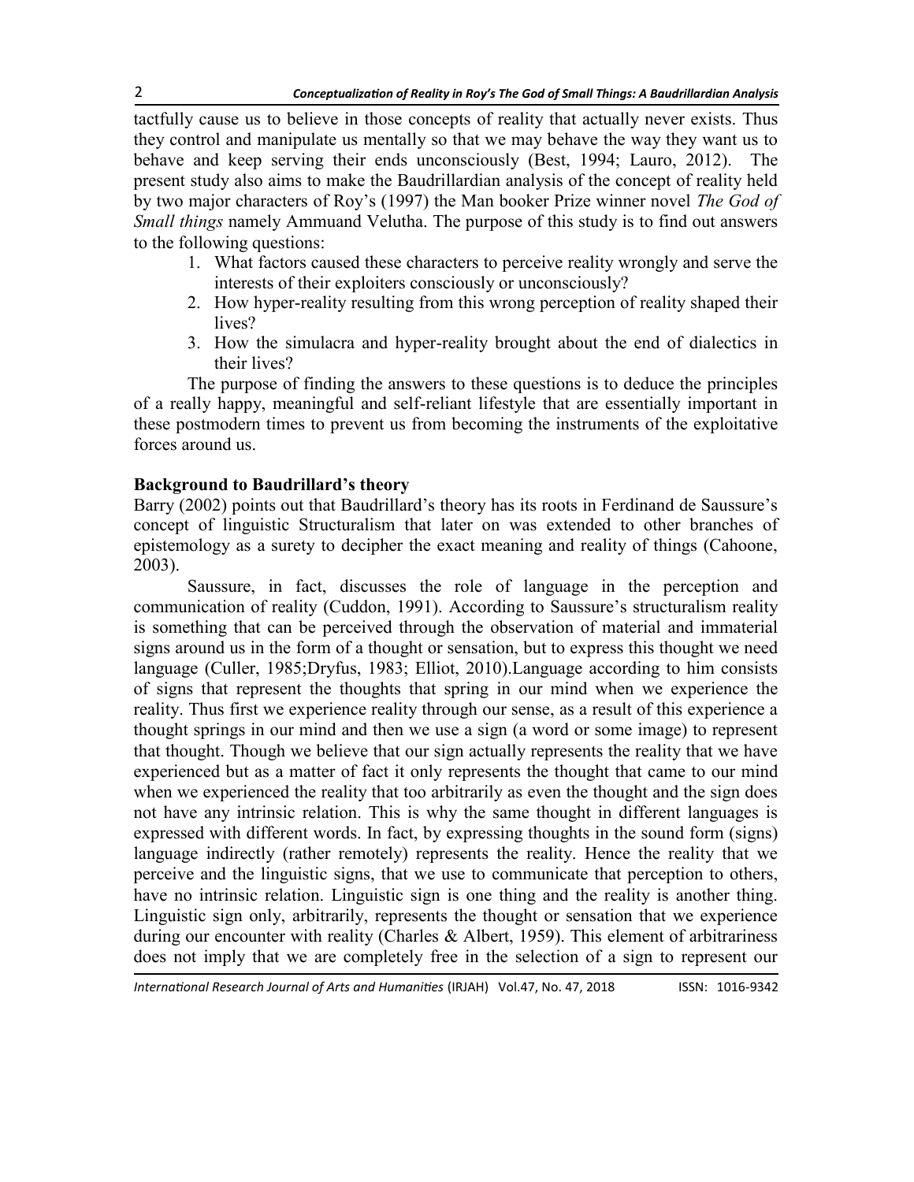tactfully cause us to believe in those concepts of reality that actually never exists. Thus they control and manipulate us mentally so that we may behave the way they want us to behave and keep serving their ends unconsciously (Best, 1994; Lauro, 2012). The present study also aims to make the Baudrillardian analysis of the concept of reality held by two major characters of Roy's (1997) the Man booker Prize winner novel *The God of Small things* namely Ammuand Velutha. The purpose of this study is to find out answers to the following questions:

1. What factors caused these characters to perceive reality wrongly and serve the interests of their exploiters consciously or unconsciously?
2. How hyper-reality resulting from this wrong perception of reality shaped their lives?
3. How the simulacra and hyper-reality brought about the end of dialectics in their lives?

The purpose of finding the answers to these questions is to deduce the principles of a really happy, meaningful and self-reliant lifestyle that are essentially important in these postmodern times to prevent us from becoming the instruments of the exploitative forces around us.

**Background to Baudrillard's theory**

Barry (2002) points out that Baudrillard's theory has its roots in Ferdinand de Saussure's concept of linguistic Structuralism that later on was extended to other branches of epistemology as a surety to decipher the exact meaning and reality of things (Cahoone, 2003).

Saussure, in fact, discusses the role of language in the perception and communication of reality (Cuddon, 1991). According to Saussure's structuralism reality is something that can be perceived through the observation of material and immaterial signs around us in the form of a thought or sensation, but to express this thought we need language (Culler, 1985;Dryfus, 1983; Elliot, 2010).Language according to him consists of signs that represent the thoughts that spring in our mind when we experience the reality. Thus first we experience reality through our sense, as a result of this experience a thought springs in our mind and then we use a sign (a word or some image) to represent that thought. Though we believe that our sign actually represents the reality that we have experienced but as a matter of fact it only represents the thought that came to our mind when we experienced the reality that too arbitrarily as even the thought and the sign does not have any intrinsic relation. This is why the same thought in different languages is expressed with different words. In fact, by expressing thoughts in the sound form (signs) language indirectly (rather remotely) represents the reality. Hence the reality that we perceive and the linguistic signs, that we use to communicate that perception to others, have no intrinsic relation. Linguistic sign is one thing and the reality is another thing. Linguistic sign only, arbitrarily, represents the thought or sensation that we experience during our encounter with reality (Charles & Albert, 1959). This element of arbitrariness does not imply that we are completely free in the selection of a sign to represent our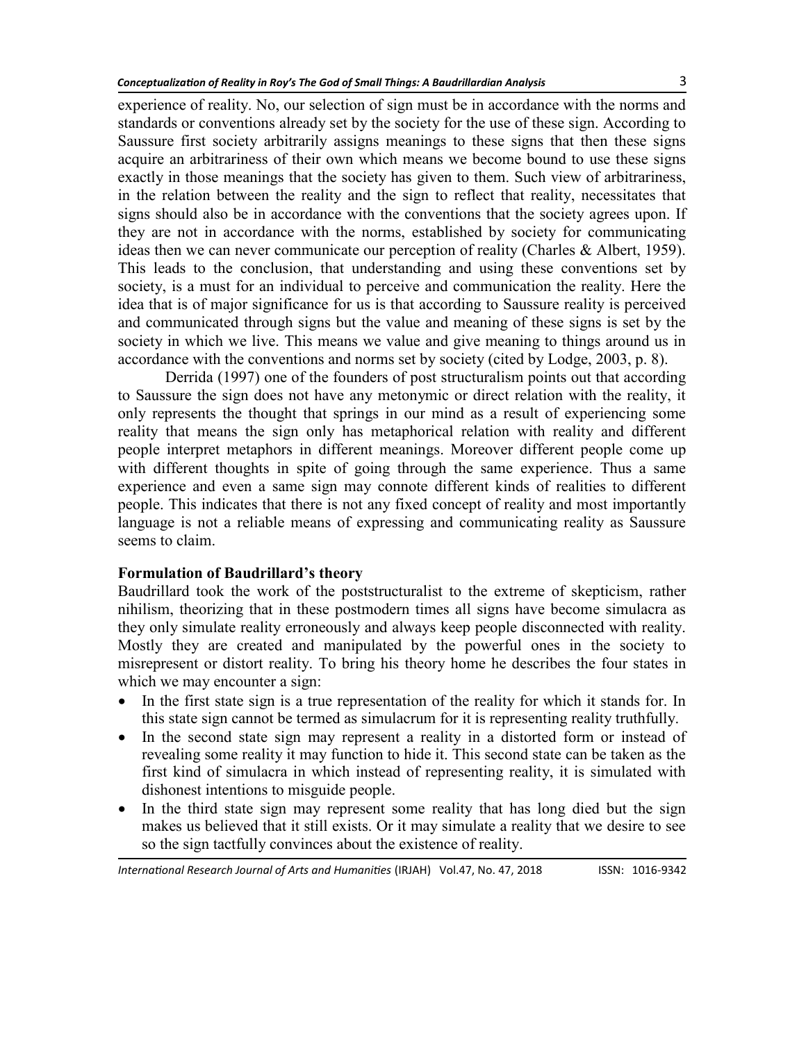experience of reality. No, our selection of sign must be in accordance with the norms and standards or conventions already set by the society for the use of these sign. According to Saussure first society arbitrarily assigns meanings to these signs that then these signs acquire an arbitrariness of their own which means we become bound to use these signs exactly in those meanings that the society has given to them. Such view of arbitrariness, in the relation between the reality and the sign to reflect that reality, necessitates that signs should also be in accordance with the conventions that the society agrees upon. If they are not in accordance with the norms, established by society for communicating ideas then we can never communicate our perception of reality (Charles & Albert, 1959). This leads to the conclusion, that understanding and using these conventions set by society, is a must for an individual to perceive and communication the reality. Here the idea that is of major significance for us is that according to Saussure reality is perceived and communicated through signs but the value and meaning of these signs is set by the society in which we live. This means we value and give meaning to things around us in accordance with the conventions and norms set by society (cited by Lodge, 2003, p. 8).

Derrida (1997) one of the founders of post structuralism points out that according to Saussure the sign does not have any metonymic or direct relation with the reality, it only represents the thought that springs in our mind as a result of experiencing some reality that means the sign only has metaphorical relation with reality and different people interpret metaphors in different meanings. Moreover different people come up with different thoughts in spite of going through the same experience. Thus a same experience and even a same sign may connote different kinds of realities to different people. This indicates that there is not any fixed concept of reality and most importantly language is not a reliable means of expressing and communicating reality as Saussure seems to claim.

**Formulation of Baudrillard's theory**

Baudrillard took the work of the poststructuralist to the extreme of skepticism, rather nihilism, theorizing that in these postmodern times all signs have become simulacra as they only simulate reality erroneously and always keep people disconnected with reality. Mostly they are created and manipulated by the powerful ones in the society to misrepresent or distort reality. To bring his theory home he describes the four states in which we may encounter a sign:

- In the first state sign is a true representation of the reality for which it stands for. In this state sign cannot be termed as simulacrum for it is representing reality truthfully.
- In the second state sign may represent a reality in a distorted form or instead of revealing some reality it may function to hide it. This second state can be taken as the first kind of simulacra in which instead of representing reality, it is simulated with dishonest intentions to misguide people.
- In the third state sign may represent some reality that has long died but the sign makes us believed that it still exists. Or it may simulate a reality that we desire to see so the sign tactfully convinces about the existence of reality.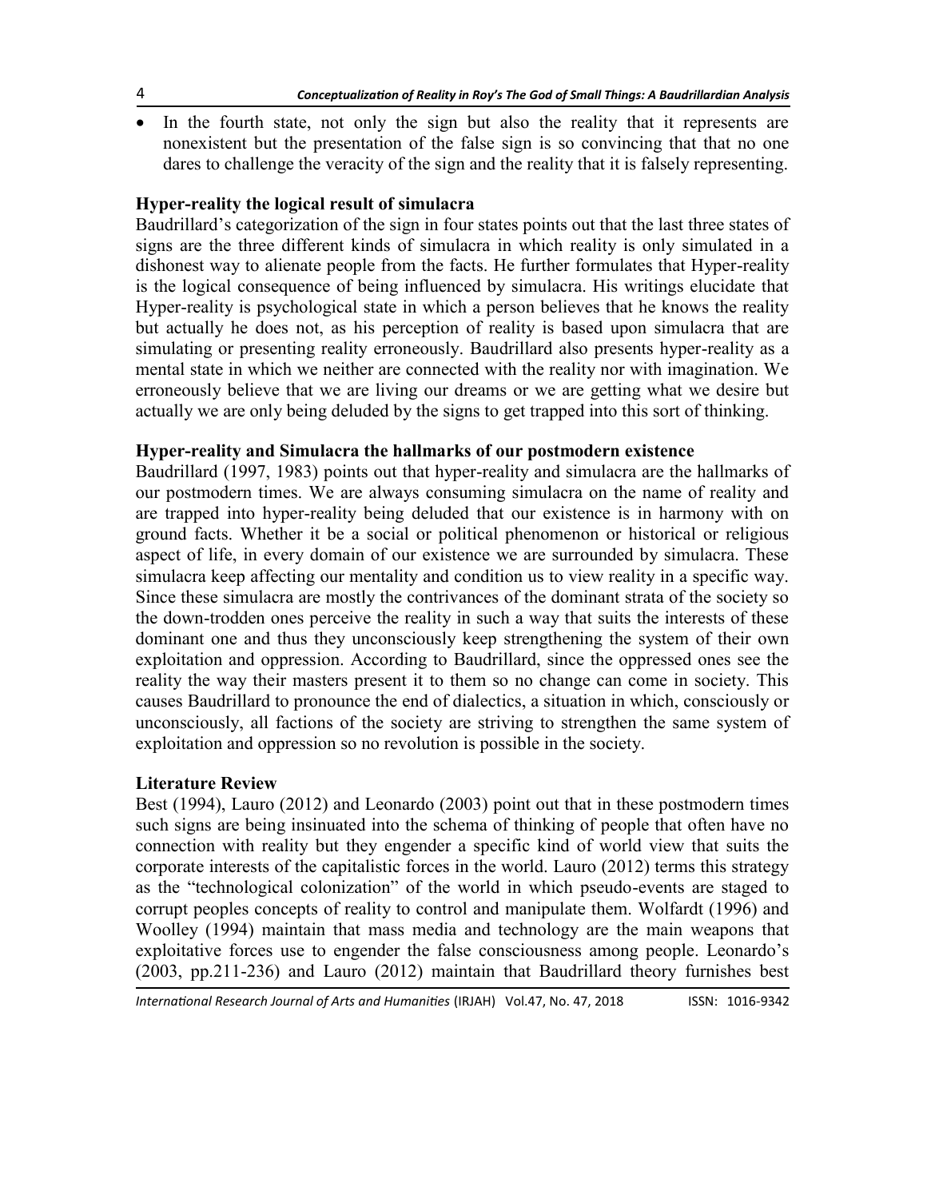- In the fourth state, not only the sign but also the reality that it represents are nonexistent but the presentation of the false sign is so convincing that that no one dares to challenge the veracity of the sign and the reality that it is falsely representing.

### Hyper-reality the logical result of simulacra

Baudrillard's categorization of the sign in four states points out that the last three states of signs are the three different kinds of simulacra in which reality is only simulated in a dishonest way to alienate people from the facts. He further formulates that Hyper-reality is the logical consequence of being influenced by simulacra. His writings elucidate that Hyper-reality is psychological state in which a person believes that he knows the reality but actually he does not, as his perception of reality is based upon simulacra that are simulating or presenting reality erroneously. Baudrillard also presents hyper-reality as a mental state in which we neither are connected with the reality nor with imagination. We erroneously believe that we are living our dreams or we are getting what we desire but actually we are only being deluded by the signs to get trapped into this sort of thinking.

### Hyper-reality and Simulacra the hallmarks of our postmodern existence

Baudrillard (1997, 1983) points out that hyper-reality and simulacra are the hallmarks of our postmodern times. We are always consuming simulacra on the name of reality and are trapped into hyper-reality being deluded that our existence is in harmony with on ground facts. Whether it be a social or political phenomenon or historical or religious aspect of life, in every domain of our existence we are surrounded by simulacra. These simulacra keep affecting our mentality and condition us to view reality in a specific way. Since these simulacra are mostly the contrivances of the dominant strata of the society so the down-trodden ones perceive the reality in such a way that suits the interests of these dominant one and thus they unconsciously keep strengthening the system of their own exploitation and oppression. According to Baudrillard, since the oppressed ones see the reality the way their masters present it to them so no change can come in society. This causes Baudrillard to pronounce the end of dialectics, a situation in which, consciously or unconsciously, all factions of the society are striving to strengthen the same system of exploitation and oppression so no revolution is possible in the society.

### Literature Review

Best (1994), Lauro (2012) and Leonardo (2003) point out that in these postmodern times such signs are being insinuated into the schema of thinking of people that often have no connection with reality but they engender a specific kind of world view that suits the corporate interests of the capitalistic forces in the world. Lauro (2012) terms this strategy as the "technological colonization" of the world in which pseudo-events are staged to corrupt peoples concepts of reality to control and manipulate them. Wolfardt (1996) and Woolley (1994) maintain that mass media and technology are the main weapons that exploitative forces use to engender the false consciousness among people. Leonardo's (2003, pp.211-236) and Lauro (2012) maintain that Baudrillard theory furnishes best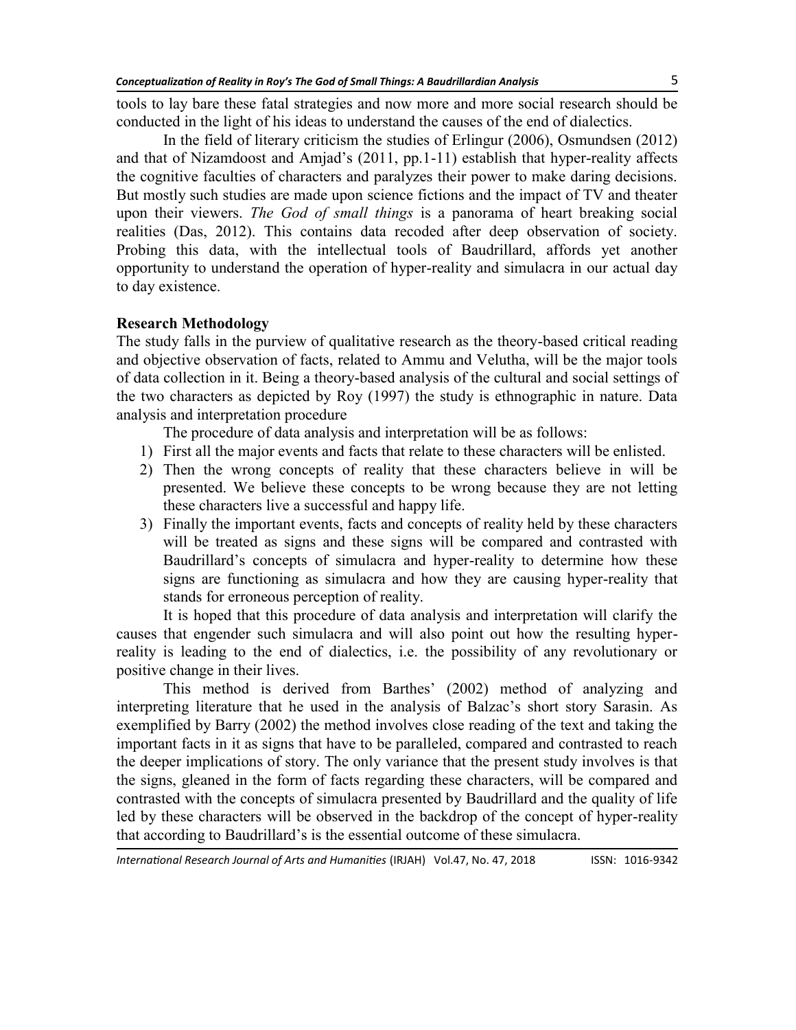tools to lay bare these fatal strategies and now more and more social research should be conducted in the light of his ideas to understand the causes of the end of dialectics.

In the field of literary criticism the studies of Erlingur (2006), Osmundsen (2012) and that of Nizamdoost and Amjad's (2011, pp.1-11) establish that hyper-reality affects the cognitive faculties of characters and paralyzes their power to make daring decisions. But mostly such studies are made upon science fictions and the impact of TV and theater upon their viewers. *The God of small things* is a panorama of heart breaking social realities (Das, 2012). This contains data recoded after deep observation of society. Probing this data, with the intellectual tools of Baudrillard, affords yet another opportunity to understand the operation of hyper-reality and simulacra in our actual day to day existence.

## Research Methodology

The study falls in the purview of qualitative research as the theory-based critical reading and objective observation of facts, related to Ammu and Velutha, will be the major tools of data collection in it. Being a theory-based analysis of the cultural and social settings of the two characters as depicted by Roy (1997) the study is ethnographic in nature. Data analysis and interpretation procedure

The procedure of data analysis and interpretation will be as follows:

1) First all the major events and facts that relate to these characters will be enlisted.
2) Then the wrong concepts of reality that these characters believe in will be presented. We believe these concepts to be wrong because they are not letting these characters live a successful and happy life.
3) Finally the important events, facts and concepts of reality held by these characters will be treated as signs and these signs will be compared and contrasted with Baudrillard's concepts of simulacra and hyper-reality to determine how these signs are functioning as simulacra and how they are causing hyper-reality that stands for erroneous perception of reality.

It is hoped that this procedure of data analysis and interpretation will clarify the causes that engender such simulacra and will also point out how the resulting hyper-reality is leading to the end of dialectics, i.e. the possibility of any revolutionary or positive change in their lives.

This method is derived from Barthes' (2002) method of analyzing and interpreting literature that he used in the analysis of Balzac's short story Sarasin. As exemplified by Barry (2002) the method involves close reading of the text and taking the important facts in it as signs that have to be paralleled, compared and contrasted to reach the deeper implications of story. The only variance that the present study involves is that the signs, gleaned in the form of facts regarding these characters, will be compared and contrasted with the concepts of simulacra presented by Baudrillard and the quality of life led by these characters will be observed in the backdrop of the concept of hyper-reality that according to Baudrillard's is the essential outcome of these simulacra.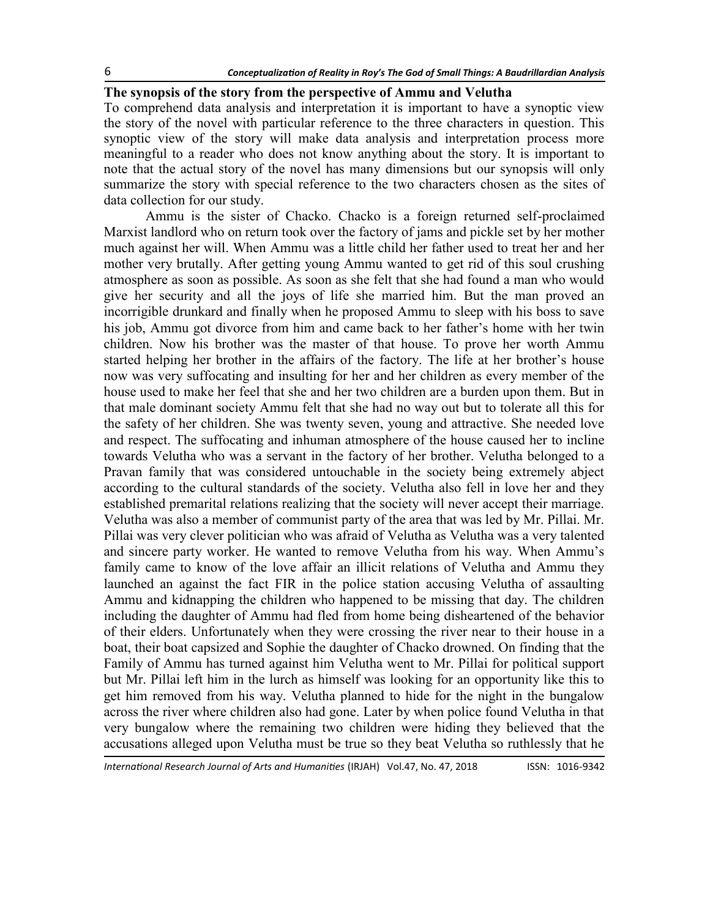**The synopsis of the story from the perspective of Ammu and Velutha**

To comprehend data analysis and interpretation it is important to have a synoptic view the story of the novel with particular reference to the three characters in question. This synoptic view of the story will make data analysis and interpretation process more meaningful to a reader who does not know anything about the story. It is important to note that the actual story of the novel has many dimensions but our synopsis will only summarize the story with special reference to the two characters chosen as the sites of data collection for our study.

Ammu is the sister of Chacko. Chacko is a foreign returned self-proclaimed Marxist landlord who on return took over the factory of jams and pickle set by her mother much against her will. When Ammu was a little child her father used to treat her and her mother very brutally. After getting young Ammu wanted to get rid of this soul crushing atmosphere as soon as possible. As soon as she felt that she had found a man who would give her security and all the joys of life she married him. But the man proved an incorrigible drunkard and finally when he proposed Ammu to sleep with his boss to save his job, Ammu got divorce from him and came back to her father's home with her twin children. Now his brother was the master of that house. To prove her worth Ammu started helping her brother in the affairs of the factory. The life at her brother's house now was very suffocating and insulting for her and her children as every member of the house used to make her feel that she and her two children are a burden upon them. But in that male dominant society Ammu felt that she had no way out but to tolerate all this for the safety of her children. She was twenty seven, young and attractive. She needed love and respect. The suffocating and inhuman atmosphere of the house caused her to incline towards Velutha who was a servant in the factory of her brother. Velutha belonged to a Pravan family that was considered untouchable in the society being extremely abject according to the cultural standards of the society. Velutha also fell in love her and they established premarital relations realizing that the society will never accept their marriage. Velutha was also a member of communist party of the area that was led by Mr. Pillai. Mr. Pillai was very clever politician who was afraid of Velutha as Velutha was a very talented and sincere party worker. He wanted to remove Velutha from his way. When Ammu's family came to know of the love affair an illicit relations of Velutha and Ammu they launched an against the fact FIR in the police station accusing Velutha of assaulting Ammu and kidnapping the children who happened to be missing that day. The children including the daughter of Ammu had fled from home being disheartened of the behavior of their elders. Unfortunately when they were crossing the river near to their house in a boat, their boat capsized and Sophie the daughter of Chacko drowned. On finding that the Family of Ammu has turned against him Velutha went to Mr. Pillai for political support but Mr. Pillai left him in the lurch as himself was looking for an opportunity like this to get him removed from his way. Velutha planned to hide for the night in the bungalow across the river where children also had gone. Later by when police found Velutha in that very bungalow where the remaining two children were hiding they believed that the accusations alleged upon Velutha must be true so they beat Velutha so ruthlessly that he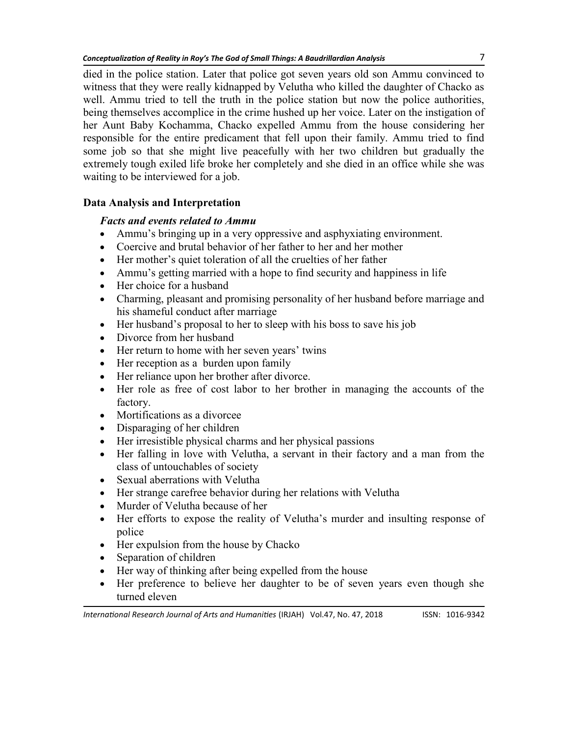died in the police station. Later that police got seven years old son Ammu convinced to witness that they were really kidnapped by Velutha who killed the daughter of Chacko as well. Ammu tried to tell the truth in the police station but now the police authorities, being themselves accomplice in the crime hushed up her voice. Later on the instigation of her Aunt Baby Kochamma, Chacko expelled Ammu from the house considering her responsible for the entire predicament that fell upon their family. Ammu tried to find some job so that she might live peacefully with her two children but gradually the extremely tough exiled life broke her completely and she died in an office while she was waiting to be interviewed for a job.

## Data Analysis and Interpretation

### *Facts and events related to Ammu*

- Ammu's bringing up in a very oppressive and asphyxiating environment.
- Coercive and brutal behavior of her father to her and her mother
- Her mother's quiet toleration of all the cruelties of her father
- Ammu's getting married with a hope to find security and happiness in life
- Her choice for a husband
- Charming, pleasant and promising personality of her husband before marriage and his shameful conduct after marriage
- Her husband's proposal to her to sleep with his boss to save his job
- Divorce from her husband
- Her return to home with her seven years' twins
- Her reception as a burden upon family
- Her reliance upon her brother after divorce.
- Her role as free of cost labor to her brother in managing the accounts of the factory.
- Mortifications as a divorcee
- Disparaging of her children
- Her irresistible physical charms and her physical passions
- Her falling in love with Velutha, a servant in their factory and a man from the class of untouchables of society
- Sexual aberrations with Velutha
- Her strange carefree behavior during her relations with Velutha
- Murder of Velutha because of her
- Her efforts to expose the reality of Velutha's murder and insulting response of police
- Her expulsion from the house by Chacko
- Separation of children
- Her way of thinking after being expelled from the house
- Her preference to believe her daughter to be of seven years even though she turned eleven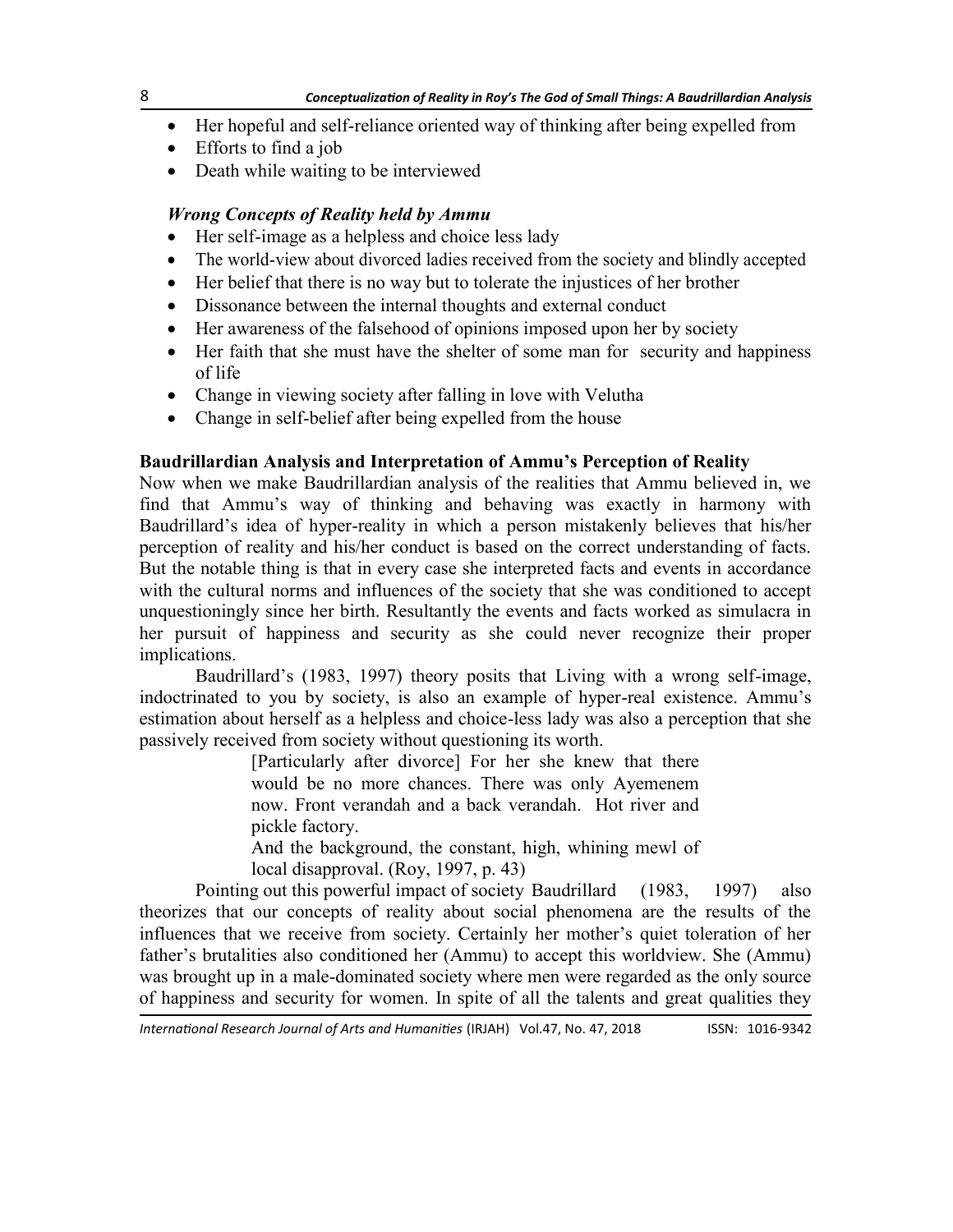- Her hopeful and self-reliance oriented way of thinking after being expelled from
- Efforts to find a job
- Death while waiting to be interviewed

### *Wrong Concepts of Reality held by Ammu*

- Her self-image as a helpless and choice less lady
- The world-view about divorced ladies received from the society and blindly accepted
- Her belief that there is no way but to tolerate the injustices of her brother
- Dissonance between the internal thoughts and external conduct
- Her awareness of the falsehood of opinions imposed upon her by society
- Her faith that she must have the shelter of some man for security and happiness of life
- Change in viewing society after falling in love with Velutha
- Change in self-belief after being expelled from the house

## Baudrillardian Analysis and Interpretation of Ammu's Perception of Reality

Now when we make Baudrillardian analysis of the realities that Ammu believed in, we find that Ammu's way of thinking and behaving was exactly in harmony with Baudrillard's idea of hyper-reality in which a person mistakenly believes that his/her perception of reality and his/her conduct is based on the correct understanding of facts. But the notable thing is that in every case she interpreted facts and events in accordance with the cultural norms and influences of the society that she was conditioned to accept unquestioningly since her birth. Resultantly the events and facts worked as simulacra in her pursuit of happiness and security as she could never recognize their proper implications.

Baudrillard's (1983, 1997) theory posits that Living with a wrong self-image, indoctrinated to you by society, is also an example of hyper-real existence. Ammu's estimation about herself as a helpless and choice-less lady was also a perception that she passively received from society without questioning its worth.

> [Particularly after divorce] For her she knew that there would be no more chances. There was only Ayemenem now. Front verandah and a back verandah. Hot river and pickle factory.
>
> And the background, the constant, high, whining mewl of local disapproval. (Roy, 1997, p. 43)

Pointing out this powerful impact of society Baudrillard (1983, 1997) also theorizes that our concepts of reality about social phenomena are the results of the influences that we receive from society. Certainly her mother's quiet toleration of her father's brutalities also conditioned her (Ammu) to accept this worldview. She (Ammu) was brought up in a male-dominated society where men were regarded as the only source of happiness and security for women. In spite of all the talents and great qualities they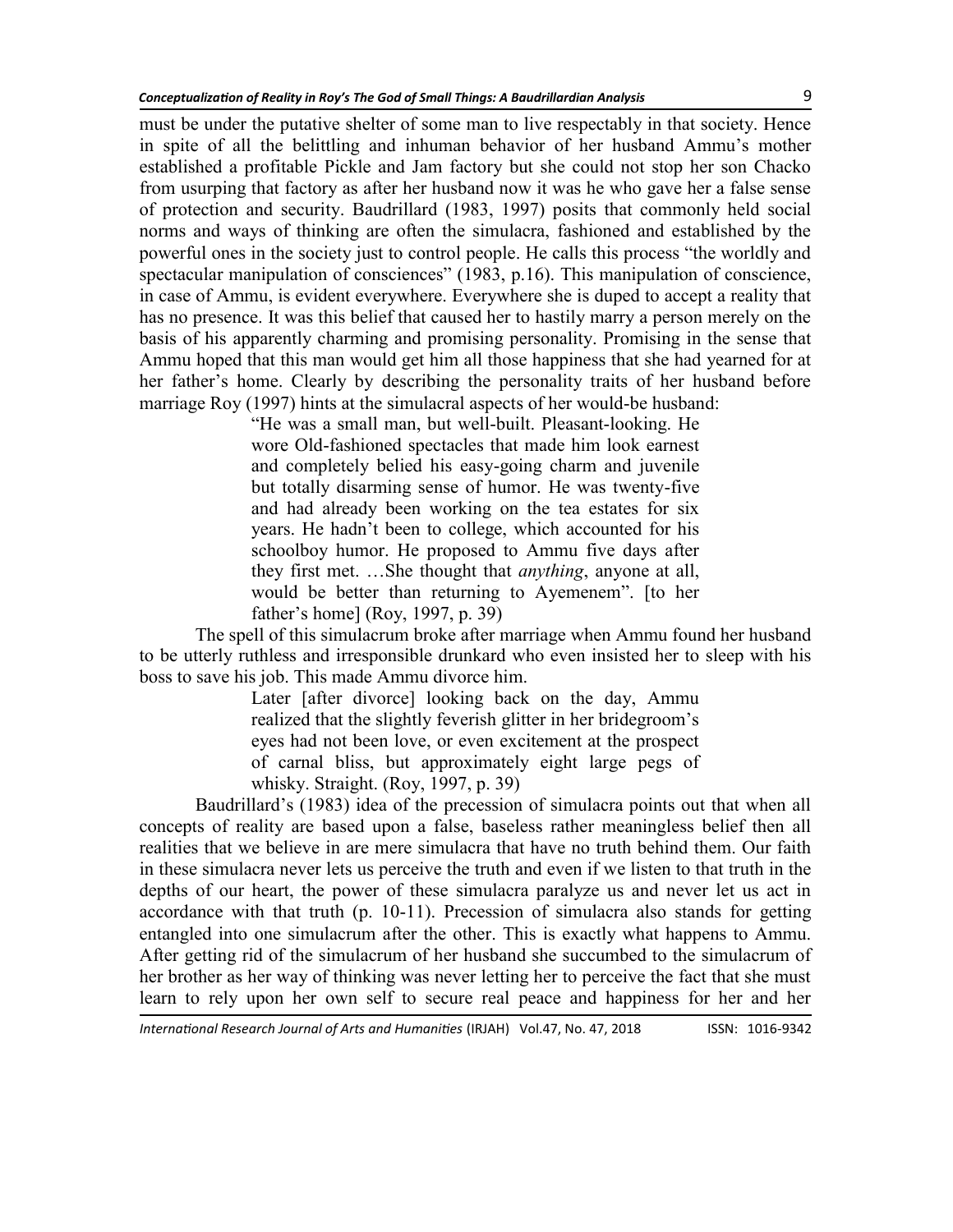must be under the putative shelter of some man to live respectably in that society. Hence in spite of all the belittling and inhuman behavior of her husband Ammu's mother established a profitable Pickle and Jam factory but she could not stop her son Chacko from usurping that factory as after her husband now it was he who gave her a false sense of protection and security. Baudrillard (1983, 1997) posits that commonly held social norms and ways of thinking are often the simulacra, fashioned and established by the powerful ones in the society just to control people. He calls this process "the worldly and spectacular manipulation of consciences" (1983, p.16). This manipulation of conscience, in case of Ammu, is evident everywhere. Everywhere she is duped to accept a reality that has no presence. It was this belief that caused her to hastily marry a person merely on the basis of his apparently charming and promising personality. Promising in the sense that Ammu hoped that this man would get him all those happiness that she had yearned for at her father's home. Clearly by describing the personality traits of her husband before marriage Roy (1997) hints at the simulacral aspects of her would-be husband:

> "He was a small man, but well-built. Pleasant-looking. He wore Old-fashioned spectacles that made him look earnest and completely belied his easy-going charm and juvenile but totally disarming sense of humor. He was twenty-five and had already been working on the tea estates for six years. He hadn't been to college, which accounted for his schoolboy humor. He proposed to Ammu five days after they first met. …She thought that *anything*, anyone at all, would be better than returning to Ayemenem". [to her father's home] (Roy, 1997, p. 39)

The spell of this simulacrum broke after marriage when Ammu found her husband to be utterly ruthless and irresponsible drunkard who even insisted her to sleep with his boss to save his job. This made Ammu divorce him.

> Later [after divorce] looking back on the day, Ammu realized that the slightly feverish glitter in her bridegroom's eyes had not been love, or even excitement at the prospect of carnal bliss, but approximately eight large pegs of whisky. Straight. (Roy, 1997, p. 39)

Baudrillard's (1983) idea of the precession of simulacra points out that when all concepts of reality are based upon a false, baseless rather meaningless belief then all realities that we believe in are mere simulacra that have no truth behind them. Our faith in these simulacra never lets us perceive the truth and even if we listen to that truth in the depths of our heart, the power of these simulacra paralyze us and never let us act in accordance with that truth (p. 10-11). Precession of simulacra also stands for getting entangled into one simulacrum after the other. This is exactly what happens to Ammu. After getting rid of the simulacrum of her husband she succumbed to the simulacrum of her brother as her way of thinking was never letting her to perceive the fact that she must learn to rely upon her own self to secure real peace and happiness for her and her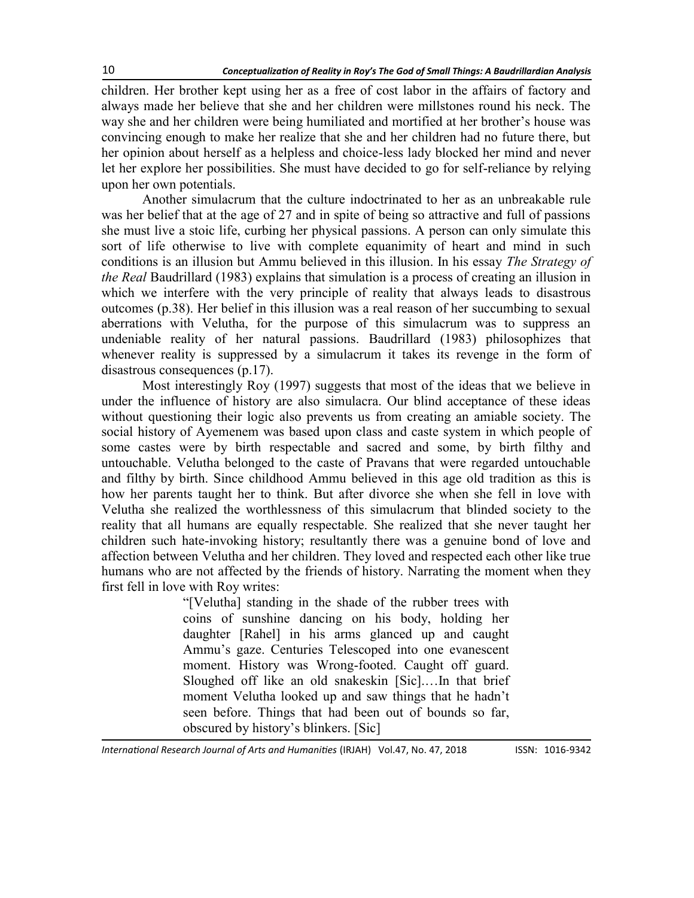children. Her brother kept using her as a free of cost labor in the affairs of factory and always made her believe that she and her children were millstones round his neck. The way she and her children were being humiliated and mortified at her brother's house was convincing enough to make her realize that she and her children had no future there, but her opinion about herself as a helpless and choice-less lady blocked her mind and never let her explore her possibilities. She must have decided to go for self-reliance by relying upon her own potentials.

Another simulacrum that the culture indoctrinated to her as an unbreakable rule was her belief that at the age of 27 and in spite of being so attractive and full of passions she must live a stoic life, curbing her physical passions. A person can only simulate this sort of life otherwise to live with complete equanimity of heart and mind in such conditions is an illusion but Ammu believed in this illusion. In his essay *The Strategy of the Real* Baudrillard (1983) explains that simulation is a process of creating an illusion in which we interfere with the very principle of reality that always leads to disastrous outcomes (p.38). Her belief in this illusion was a real reason of her succumbing to sexual aberrations with Velutha, for the purpose of this simulacrum was to suppress an undeniable reality of her natural passions. Baudrillard (1983) philosophizes that whenever reality is suppressed by a simulacrum it takes its revenge in the form of disastrous consequences (p.17).

Most interestingly Roy (1997) suggests that most of the ideas that we believe in under the influence of history are also simulacra. Our blind acceptance of these ideas without questioning their logic also prevents us from creating an amiable society. The social history of Ayemenem was based upon class and caste system in which people of some castes were by birth respectable and sacred and some, by birth filthy and untouchable. Velutha belonged to the caste of Pravans that were regarded untouchable and filthy by birth. Since childhood Ammu believed in this age old tradition as this is how her parents taught her to think. But after divorce she when she fell in love with Velutha she realized the worthlessness of this simulacrum that blinded society to the reality that all humans are equally respectable. She realized that she never taught her children such hate-invoking history; resultantly there was a genuine bond of love and affection between Velutha and her children. They loved and respected each other like true humans who are not affected by the friends of history. Narrating the moment when they first fell in love with Roy writes:

> "[Velutha] standing in the shade of the rubber trees with coins of sunshine dancing on his body, holding her daughter [Rahel] in his arms glanced up and caught Ammu's gaze. Centuries Telescoped into one evanescent moment. History was Wrong-footed. Caught off guard. Sloughed off like an old snakeskin [Sic].…In that brief moment Velutha looked up and saw things that he hadn't seen before. Things that had been out of bounds so far, obscured by history's blinkers. [Sic]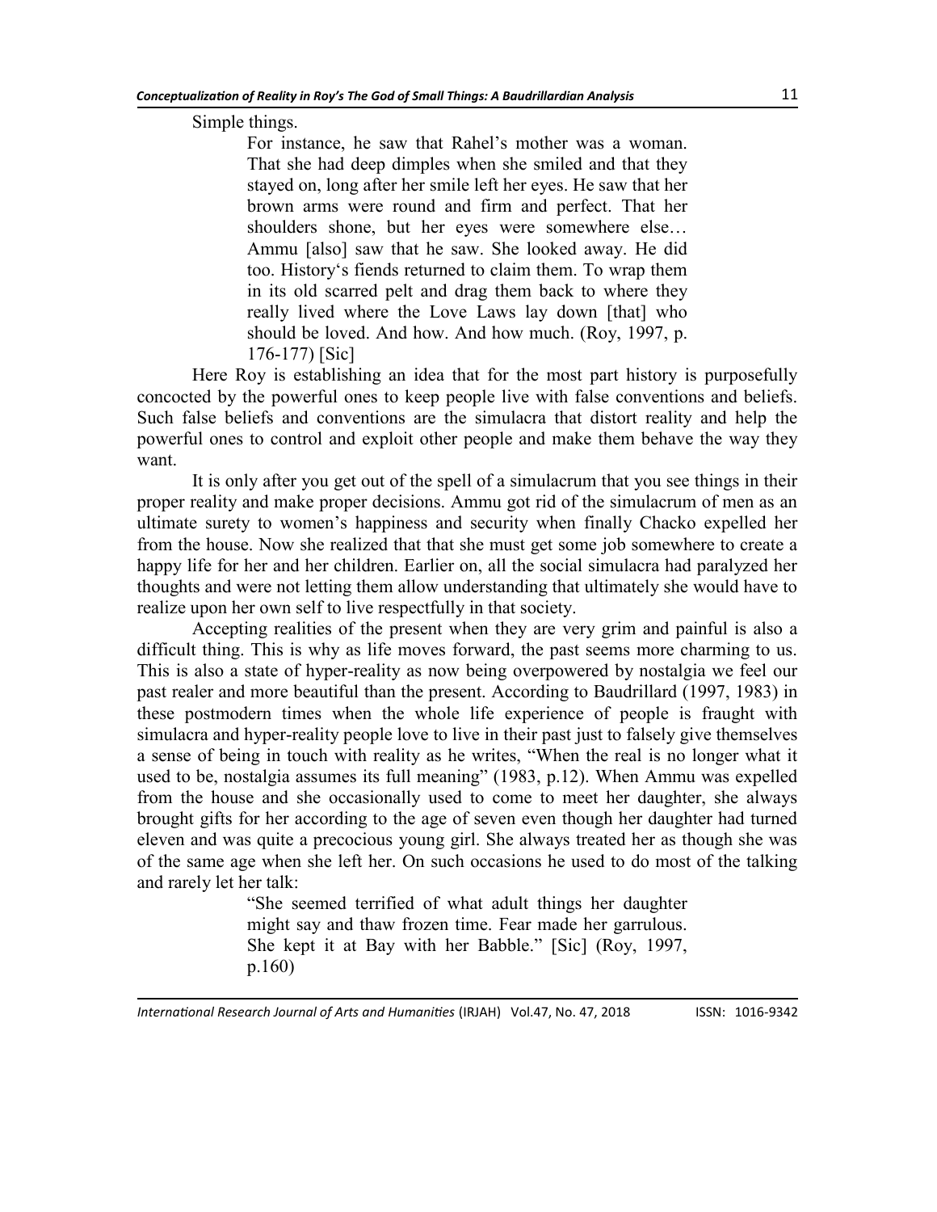Simple things.

> For instance, he saw that Rahel's mother was a woman. That she had deep dimples when she smiled and that they stayed on, long after her smile left her eyes. He saw that her brown arms were round and firm and perfect. That her shoulders shone, but her eyes were somewhere else… Ammu [also] saw that he saw. She looked away. He did too. History's fiends returned to claim them. To wrap them in its old scarred pelt and drag them back to where they really lived where the Love Laws lay down [that] who should be loved. And how. And how much. (Roy, 1997, p. 176-177) [Sic]

Here Roy is establishing an idea that for the most part history is purposefully concocted by the powerful ones to keep people live with false conventions and beliefs. Such false beliefs and conventions are the simulacra that distort reality and help the powerful ones to control and exploit other people and make them behave the way they want.

It is only after you get out of the spell of a simulacrum that you see things in their proper reality and make proper decisions. Ammu got rid of the simulacrum of men as an ultimate surety to women's happiness and security when finally Chacko expelled her from the house. Now she realized that that she must get some job somewhere to create a happy life for her and her children. Earlier on, all the social simulacra had paralyzed her thoughts and were not letting them allow understanding that ultimately she would have to realize upon her own self to live respectfully in that society.

Accepting realities of the present when they are very grim and painful is also a difficult thing. This is why as life moves forward, the past seems more charming to us. This is also a state of hyper-reality as now being overpowered by nostalgia we feel our past realer and more beautiful than the present. According to Baudrillard (1997, 1983) in these postmodern times when the whole life experience of people is fraught with simulacra and hyper-reality people love to live in their past just to falsely give themselves a sense of being in touch with reality as he writes, "When the real is no longer what it used to be, nostalgia assumes its full meaning" (1983, p.12). When Ammu was expelled from the house and she occasionally used to come to meet her daughter, she always brought gifts for her according to the age of seven even though her daughter had turned eleven and was quite a precocious young girl. She always treated her as though she was of the same age when she left her. On such occasions he used to do most of the talking and rarely let her talk:

> "She seemed terrified of what adult things her daughter might say and thaw frozen time. Fear made her garrulous. She kept it at Bay with her Babble." [Sic] (Roy, 1997, p.160)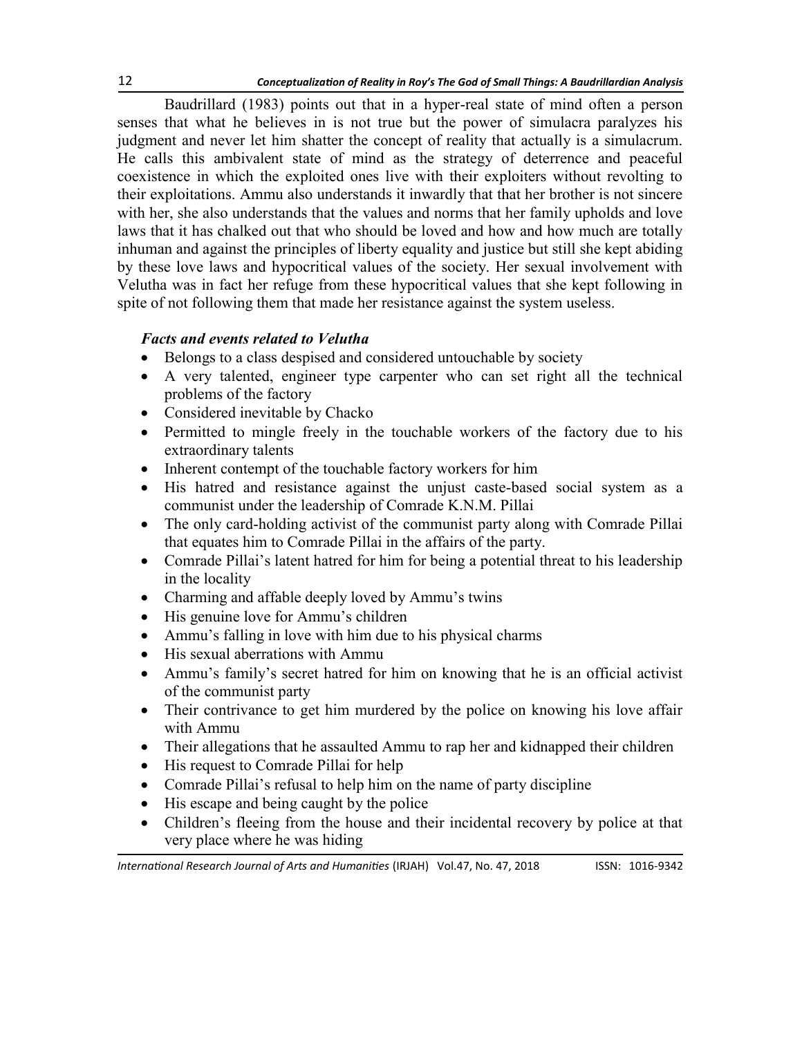Baudrillard (1983) points out that in a hyper-real state of mind often a person senses that what he believes in is not true but the power of simulacra paralyzes his judgment and never let him shatter the concept of reality that actually is a simulacrum. He calls this ambivalent state of mind as the strategy of deterrence and peaceful coexistence in which the exploited ones live with their exploiters without revolting to their exploitations. Ammu also understands it inwardly that that her brother is not sincere with her, she also understands that the values and norms that her family upholds and love laws that it has chalked out that who should be loved and how and how much are totally inhuman and against the principles of liberty equality and justice but still she kept abiding by these love laws and hypocritical values of the society. Her sexual involvement with Velutha was in fact her refuge from these hypocritical values that she kept following in spite of not following them that made her resistance against the system useless.

***Facts and events related to Velutha***

- Belongs to a class despised and considered untouchable by society
- A very talented, engineer type carpenter who can set right all the technical problems of the factory
- Considered inevitable by Chacko
- Permitted to mingle freely in the touchable workers of the factory due to his extraordinary talents
- Inherent contempt of the touchable factory workers for him
- His hatred and resistance against the unjust caste-based social system as a communist under the leadership of Comrade K.N.M. Pillai
- The only card-holding activist of the communist party along with Comrade Pillai that equates him to Comrade Pillai in the affairs of the party.
- Comrade Pillai's latent hatred for him for being a potential threat to his leadership in the locality
- Charming and affable deeply loved by Ammu's twins
- His genuine love for Ammu's children
- Ammu's falling in love with him due to his physical charms
- His sexual aberrations with Ammu
- Ammu's family's secret hatred for him on knowing that he is an official activist of the communist party
- Their contrivance to get him murdered by the police on knowing his love affair with Ammu
- Their allegations that he assaulted Ammu to rap her and kidnapped their children
- His request to Comrade Pillai for help
- Comrade Pillai's refusal to help him on the name of party discipline
- His escape and being caught by the police
- Children's fleeing from the house and their incidental recovery by police at that very place where he was hiding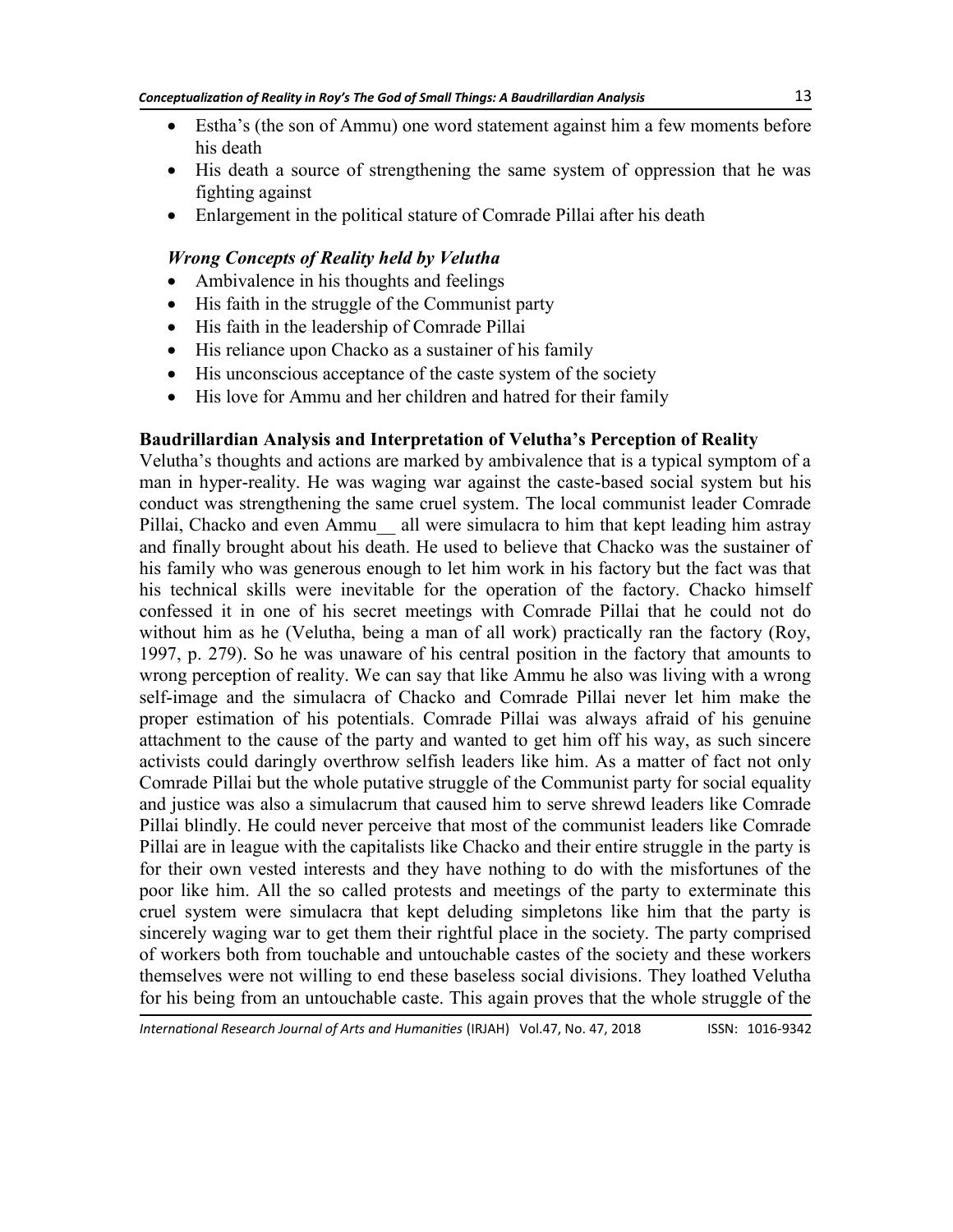- Estha's (the son of Ammu) one word statement against him a few moments before his death
- His death a source of strengthening the same system of oppression that he was fighting against
- Enlargement in the political stature of Comrade Pillai after his death

### *Wrong Concepts of Reality held by Velutha*

- Ambivalence in his thoughts and feelings
- His faith in the struggle of the Communist party
- His faith in the leadership of Comrade Pillai
- His reliance upon Chacko as a sustainer of his family
- His unconscious acceptance of the caste system of the society
- His love for Ammu and her children and hatred for their family

### **Baudrillardian Analysis and Interpretation of Velutha's Perception of Reality**

Velutha's thoughts and actions are marked by ambivalence that is a typical symptom of a man in hyper-reality. He was waging war against the caste-based social system but his conduct was strengthening the same cruel system. The local communist leader Comrade Pillai, Chacko and even Ammu__ all were simulacra to him that kept leading him astray and finally brought about his death. He used to believe that Chacko was the sustainer of his family who was generous enough to let him work in his factory but the fact was that his technical skills were inevitable for the operation of the factory. Chacko himself confessed it in one of his secret meetings with Comrade Pillai that he could not do without him as he (Velutha, being a man of all work) practically ran the factory (Roy, 1997, p. 279). So he was unaware of his central position in the factory that amounts to wrong perception of reality. We can say that like Ammu he also was living with a wrong self-image and the simulacra of Chacko and Comrade Pillai never let him make the proper estimation of his potentials. Comrade Pillai was always afraid of his genuine attachment to the cause of the party and wanted to get him off his way, as such sincere activists could daringly overthrow selfish leaders like him. As a matter of fact not only Comrade Pillai but the whole putative struggle of the Communist party for social equality and justice was also a simulacrum that caused him to serve shrewd leaders like Comrade Pillai blindly. He could never perceive that most of the communist leaders like Comrade Pillai are in league with the capitalists like Chacko and their entire struggle in the party is for their own vested interests and they have nothing to do with the misfortunes of the poor like him. All the so called protests and meetings of the party to exterminate this cruel system were simulacra that kept deluding simpletons like him that the party is sincerely waging war to get them their rightful place in the society. The party comprised of workers both from touchable and untouchable castes of the society and these workers themselves were not willing to end these baseless social divisions. They loathed Velutha for his being from an untouchable caste. This again proves that the whole struggle of the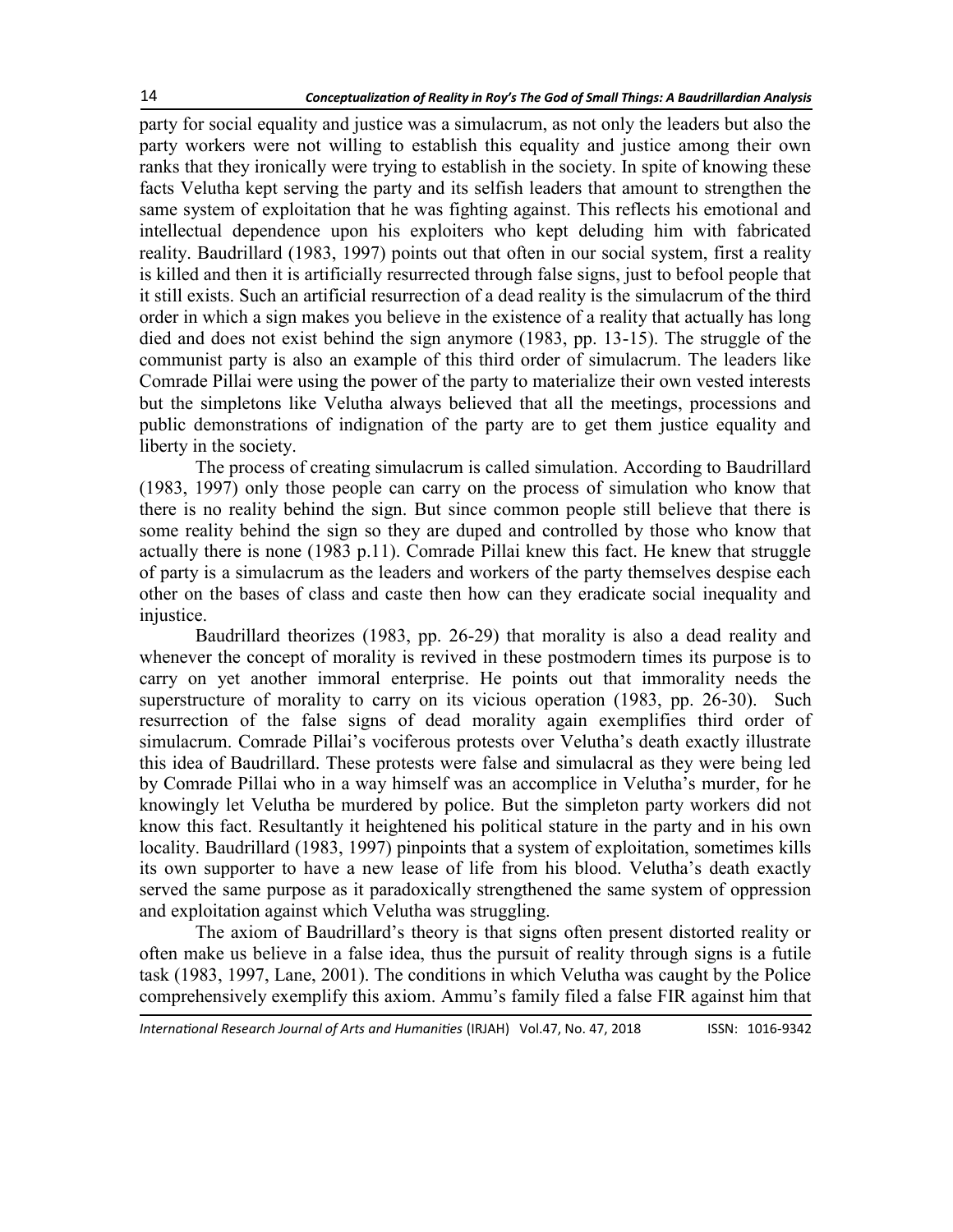party for social equality and justice was a simulacrum, as not only the leaders but also the party workers were not willing to establish this equality and justice among their own ranks that they ironically were trying to establish in the society. In spite of knowing these facts Velutha kept serving the party and its selfish leaders that amount to strengthen the same system of exploitation that he was fighting against. This reflects his emotional and intellectual dependence upon his exploiters who kept deluding him with fabricated reality. Baudrillard (1983, 1997) points out that often in our social system, first a reality is killed and then it is artificially resurrected through false signs, just to befool people that it still exists. Such an artificial resurrection of a dead reality is the simulacrum of the third order in which a sign makes you believe in the existence of a reality that actually has long died and does not exist behind the sign anymore (1983, pp. 13-15). The struggle of the communist party is also an example of this third order of simulacrum. The leaders like Comrade Pillai were using the power of the party to materialize their own vested interests but the simpletons like Velutha always believed that all the meetings, processions and public demonstrations of indignation of the party are to get them justice equality and liberty in the society.

The process of creating simulacrum is called simulation. According to Baudrillard (1983, 1997) only those people can carry on the process of simulation who know that there is no reality behind the sign. But since common people still believe that there is some reality behind the sign so they are duped and controlled by those who know that actually there is none (1983 p.11). Comrade Pillai knew this fact. He knew that struggle of party is a simulacrum as the leaders and workers of the party themselves despise each other on the bases of class and caste then how can they eradicate social inequality and injustice.

Baudrillard theorizes (1983, pp. 26-29) that morality is also a dead reality and whenever the concept of morality is revived in these postmodern times its purpose is to carry on yet another immoral enterprise. He points out that immorality needs the superstructure of morality to carry on its vicious operation (1983, pp. 26-30). Such resurrection of the false signs of dead morality again exemplifies third order of simulacrum. Comrade Pillai's vociferous protests over Velutha's death exactly illustrate this idea of Baudrillard. These protests were false and simulacral as they were being led by Comrade Pillai who in a way himself was an accomplice in Velutha's murder, for he knowingly let Velutha be murdered by police. But the simpleton party workers did not know this fact. Resultantly it heightened his political stature in the party and in his own locality. Baudrillard (1983, 1997) pinpoints that a system of exploitation, sometimes kills its own supporter to have a new lease of life from his blood. Velutha's death exactly served the same purpose as it paradoxically strengthened the same system of oppression and exploitation against which Velutha was struggling.

The axiom of Baudrillard's theory is that signs often present distorted reality or often make us believe in a false idea, thus the pursuit of reality through signs is a futile task (1983, 1997, Lane, 2001). The conditions in which Velutha was caught by the Police comprehensively exemplify this axiom. Ammu's family filed a false FIR against him that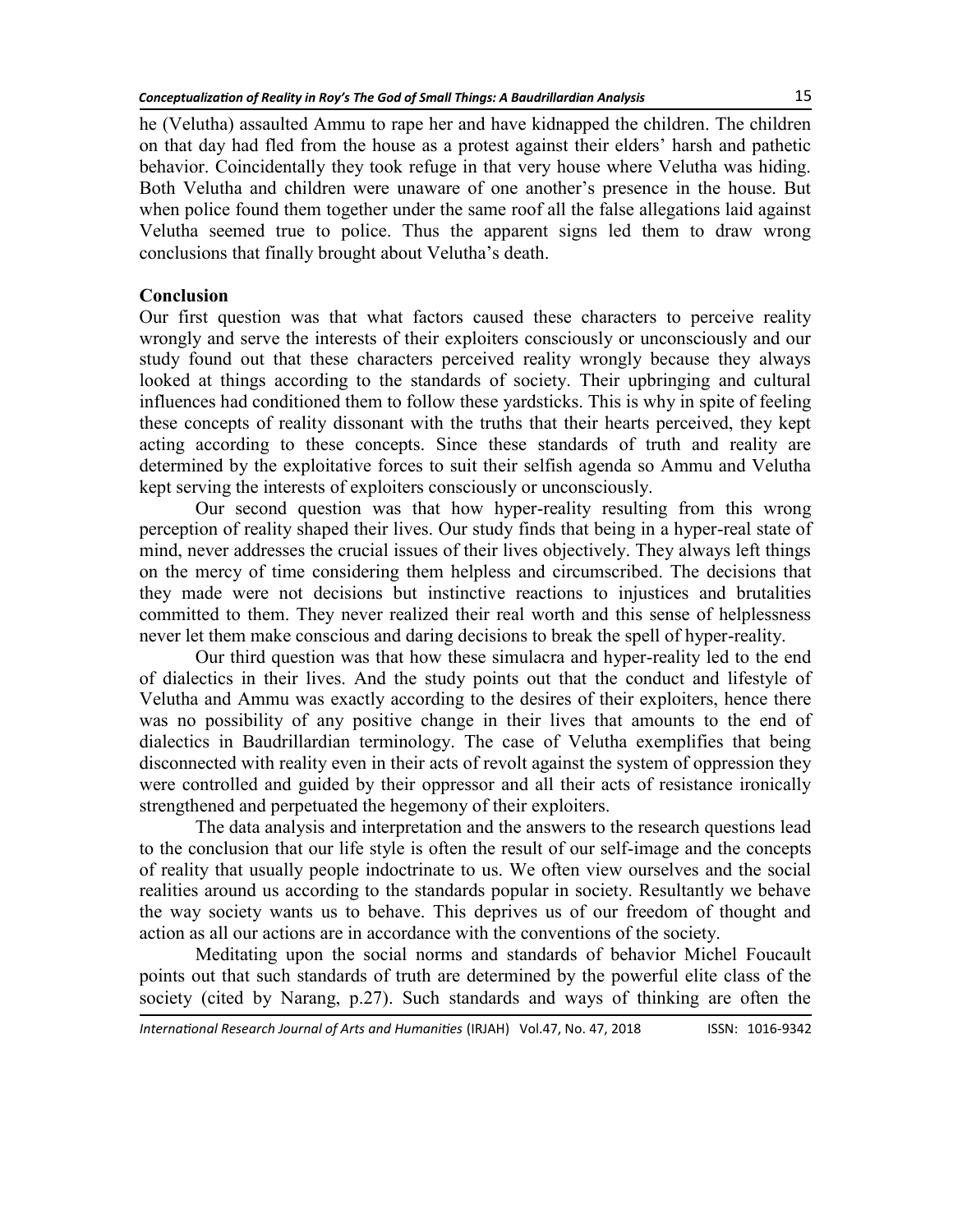he (Velutha) assaulted Ammu to rape her and have kidnapped the children. The children on that day had fled from the house as a protest against their elders' harsh and pathetic behavior. Coincidentally they took refuge in that very house where Velutha was hiding. Both Velutha and children were unaware of one another's presence in the house. But when police found them together under the same roof all the false allegations laid against Velutha seemed true to police. Thus the apparent signs led them to draw wrong conclusions that finally brought about Velutha's death.

## Conclusion

Our first question was that what factors caused these characters to perceive reality wrongly and serve the interests of their exploiters consciously or unconsciously and our study found out that these characters perceived reality wrongly because they always looked at things according to the standards of society. Their upbringing and cultural influences had conditioned them to follow these yardsticks. This is why in spite of feeling these concepts of reality dissonant with the truths that their hearts perceived, they kept acting according to these concepts. Since these standards of truth and reality are determined by the exploitative forces to suit their selfish agenda so Ammu and Velutha kept serving the interests of exploiters consciously or unconsciously.

Our second question was that how hyper-reality resulting from this wrong perception of reality shaped their lives. Our study finds that being in a hyper-real state of mind, never addresses the crucial issues of their lives objectively. They always left things on the mercy of time considering them helpless and circumscribed. The decisions that they made were not decisions but instinctive reactions to injustices and brutalities committed to them. They never realized their real worth and this sense of helplessness never let them make conscious and daring decisions to break the spell of hyper-reality.

Our third question was that how these simulacra and hyper-reality led to the end of dialectics in their lives. And the study points out that the conduct and lifestyle of Velutha and Ammu was exactly according to the desires of their exploiters, hence there was no possibility of any positive change in their lives that amounts to the end of dialectics in Baudrillardian terminology. The case of Velutha exemplifies that being disconnected with reality even in their acts of revolt against the system of oppression they were controlled and guided by their oppressor and all their acts of resistance ironically strengthened and perpetuated the hegemony of their exploiters.

The data analysis and interpretation and the answers to the research questions lead to the conclusion that our life style is often the result of our self-image and the concepts of reality that usually people indoctrinate to us. We often view ourselves and the social realities around us according to the standards popular in society. Resultantly we behave the way society wants us to behave. This deprives us of our freedom of thought and action as all our actions are in accordance with the conventions of the society.

Meditating upon the social norms and standards of behavior Michel Foucault points out that such standards of truth are determined by the powerful elite class of the society (cited by Narang, p.27). Such standards and ways of thinking are often the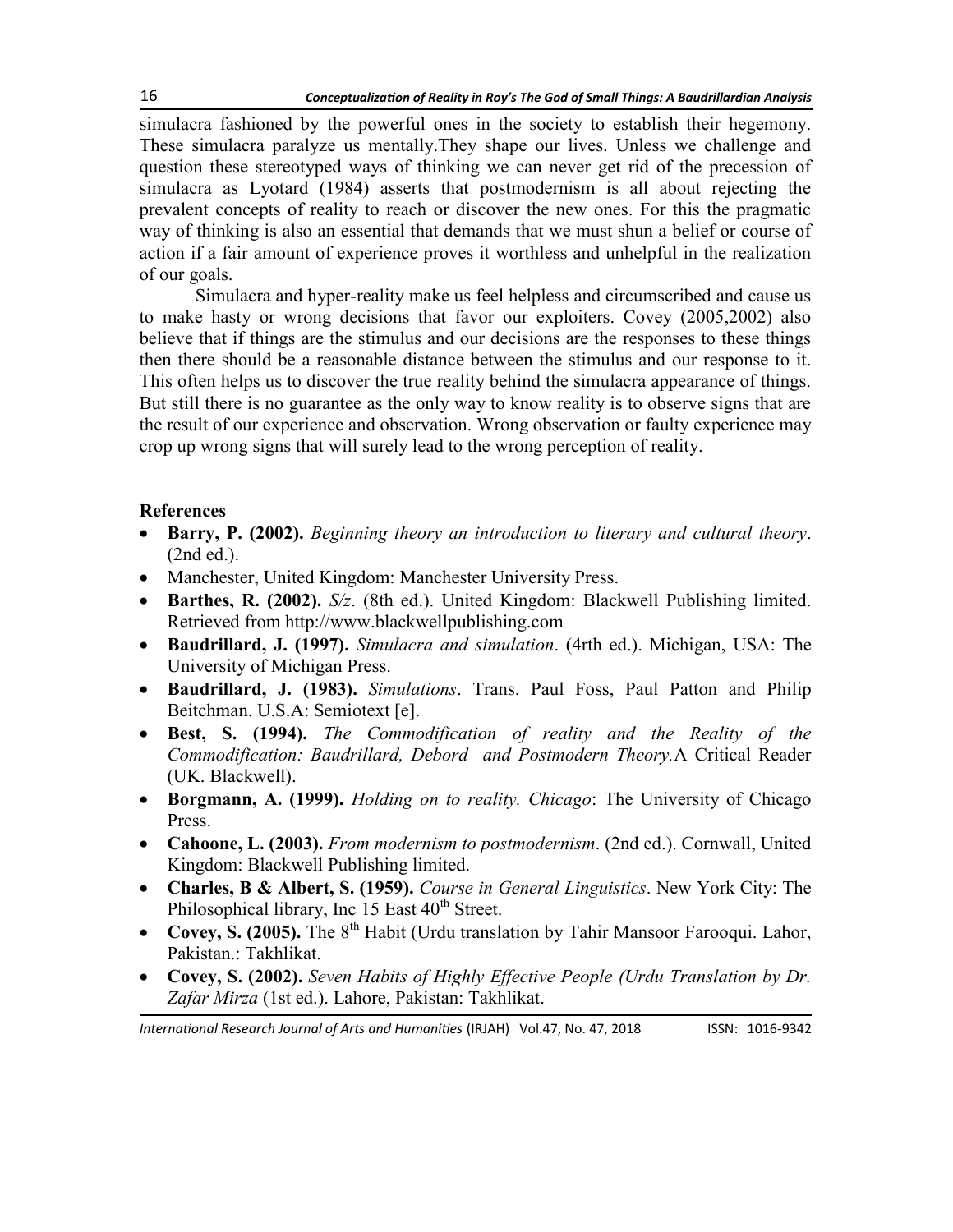simulacra fashioned by the powerful ones in the society to establish their hegemony. These simulacra paralyze us mentally.They shape our lives. Unless we challenge and question these stereotyped ways of thinking we can never get rid of the precession of simulacra as Lyotard (1984) asserts that postmodernism is all about rejecting the prevalent concepts of reality to reach or discover the new ones. For this the pragmatic way of thinking is also an essential that demands that we must shun a belief or course of action if a fair amount of experience proves it worthless and unhelpful in the realization of our goals.

Simulacra and hyper-reality make us feel helpless and circumscribed and cause us to make hasty or wrong decisions that favor our exploiters. Covey (2005,2002) also believe that if things are the stimulus and our decisions are the responses to these things then there should be a reasonable distance between the stimulus and our response to it. This often helps us to discover the true reality behind the simulacra appearance of things. But still there is no guarantee as the only way to know reality is to observe signs that are the result of our experience and observation. Wrong observation or faulty experience may crop up wrong signs that will surely lead to the wrong perception of reality.

## References

- **Barry, P. (2002).** *Beginning theory an introduction to literary and cultural theory*. (2nd ed.).
- Manchester, United Kingdom: Manchester University Press.
- **Barthes, R. (2002).** *S/z*. (8th ed.). United Kingdom: Blackwell Publishing limited. Retrieved from http://www.blackwellpublishing.com
- **Baudrillard, J. (1997).** *Simulacra and simulation*. (4rth ed.). Michigan, USA: The University of Michigan Press.
- **Baudrillard, J. (1983).** *Simulations*. Trans. Paul Foss, Paul Patton and Philip Beitchman. U.S.A: Semiotext [e].
- **Best, S. (1994).** *The Commodification of reality and the Reality of the Commodification: Baudrillard, Debord and Postmodern Theory.* A Critical Reader (UK. Blackwell).
- **Borgmann, A. (1999).** *Holding on to reality. Chicago*: The University of Chicago Press.
- **Cahoone, L. (2003).** *From modernism to postmodernism*. (2nd ed.). Cornwall, United Kingdom: Blackwell Publishing limited.
- **Charles, B & Albert, S. (1959).** *Course in General Linguistics*. New York City: The Philosophical library, Inc 15 East 40th Street.
- **Covey, S. (2005).** The 8th Habit (Urdu translation by Tahir Mansoor Farooqui. Lahor, Pakistan.: Takhlikat.
- **Covey, S. (2002).** *Seven Habits of Highly Effective People (Urdu Translation by Dr. Zafar Mirza* (1st ed.). Lahore, Pakistan: Takhlikat.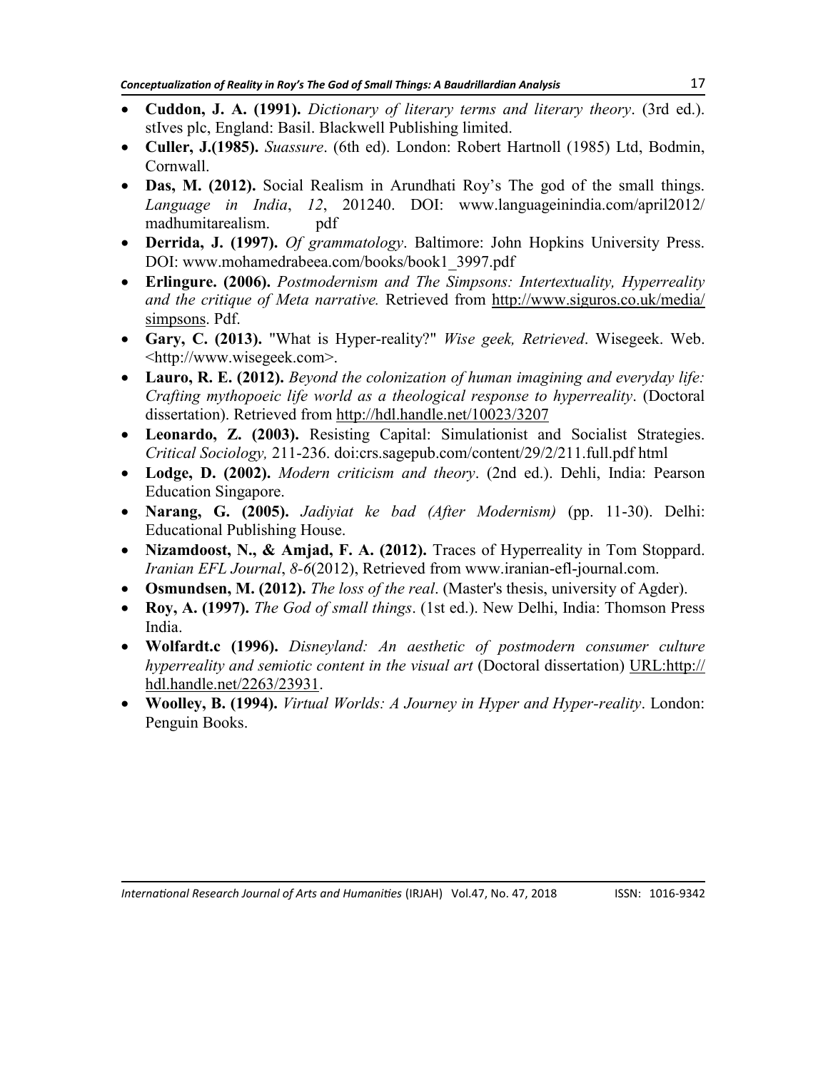- **Cuddon, J. A. (1991).** *Dictionary of literary terms and literary theory*. (3rd ed.). stIves plc, England: Basil. Blackwell Publishing limited.
- **Culler, J.(1985).** *Suassure*. (6th ed). London: Robert Hartnoll (1985) Ltd, Bodmin, Cornwall.
- **Das, M. (2012).** Social Realism in Arundhati Roy's The god of the small things. *Language in India*, *12*, 201240. DOI: www.languageinindia.com/april2012/ madhumitarealism. pdf
- **Derrida, J. (1997).** *Of grammatology*. Baltimore: John Hopkins University Press. DOI: www.mohamedrabeea.com/books/book1_3997.pdf
- **Erlingure. (2006).** *Postmodernism and The Simpsons: Intertextuality, Hyperreality and the critique of Meta narrative.* Retrieved from http://www.siguros.co.uk/media/ simpsons. Pdf.
- **Gary, C. (2013).** "What is Hyper-reality?" *Wise geek, Retrieved*. Wisegeek. Web. <http://www.wisegeek.com>.
- **Lauro, R. E. (2012).** *Beyond the colonization of human imagining and everyday life: Crafting mythopoeic life world as a theological response to hyperreality*. (Doctoral dissertation). Retrieved from http://hdl.handle.net/10023/3207
- **Leonardo, Z. (2003).** Resisting Capital: Simulationist and Socialist Strategies. *Critical Sociology,* 211-236. doi:crs.sagepub.com/content/29/2/211.full.pdf html
- **Lodge, D. (2002).** *Modern criticism and theory*. (2nd ed.). Dehli, India: Pearson Education Singapore.
- **Narang, G. (2005).** *Jadiyiat ke bad (After Modernism)* (pp. 11-30). Delhi: Educational Publishing House.
- **Nizamdoost, N., & Amjad, F. A. (2012).** Traces of Hyperreality in Tom Stoppard. *Iranian EFL Journal*, *8-6*(2012), Retrieved from www.iranian-efl-journal.com.
- **Osmundsen, M. (2012).** *The loss of the real*. (Master's thesis, university of Agder).
- **Roy, A. (1997).** *The God of small things*. (1st ed.). New Delhi, India: Thomson Press India.
- **Wolfardt.c (1996).** *Disneyland: An aesthetic of postmodern consumer culture hyperreality and semiotic content in the visual art* (Doctoral dissertation) URL:http:// hdl.handle.net/2263/23931.
- **Woolley, B. (1994).** *Virtual Worlds: A Journey in Hyper and Hyper-reality*. London: Penguin Books.